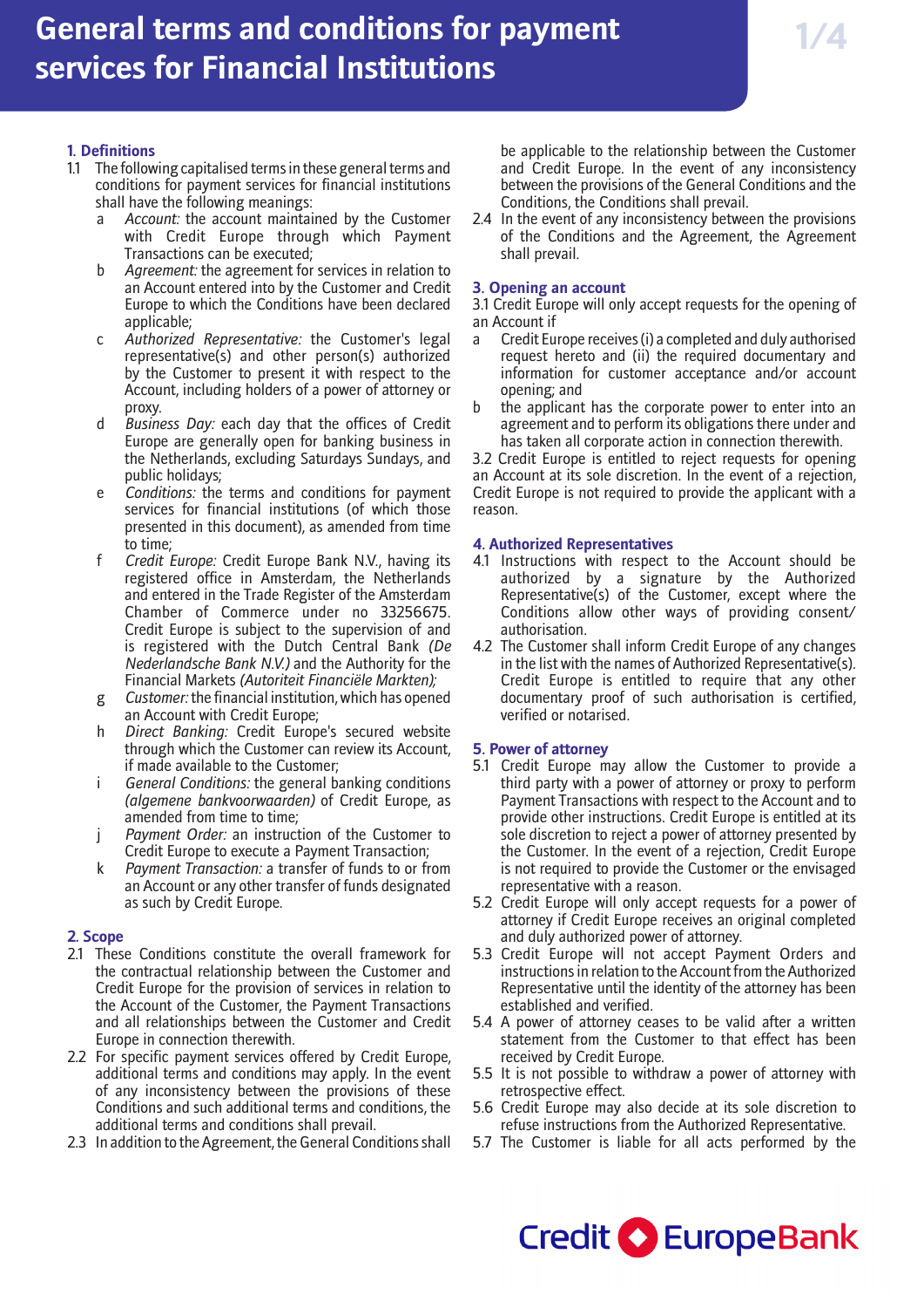# General terms and conditions for payment services for Financial Institutions

## 1. Definitions

1.1 The following capitalised terms in these general terms and conditions for payment services for financial institutions shall have the following meanings:

- a *Account:* the account maintained by the Customer with Credit Europe through which Payment Transactions can be executed;
- b *Agreement:* the agreement for services in relation to an Account entered into by the Customer and Credit Europe to which the Conditions have been declared applicable;
- c *Authorized Representative:* the Customer's legal representative(s) and other person(s) authorized by the Customer to present it with respect to the Account, including holders of a power of attorney or proxy.
- d *Business Day:* each day that the offices of Credit Europe are generally open for banking business in the Netherlands, excluding Saturdays Sundays, and public holidays;
- e *Conditions:* the terms and conditions for payment services for financial institutions (of which those presented in this document), as amended from time to time;
- f *Credit Europe:* Credit Europe Bank N.V., having its registered office in Amsterdam, the Netherlands and entered in the Trade Register of the Amsterdam Chamber of Commerce under no 33256675. Credit Europe is subject to the supervision of and is registered with the Dutch Central Bank *(De Nederlandsche Bank N.V.)* and the Authority for the Financial Markets *(Autoriteit Financiële Markten);*
- g *Customer:* the financial institution, which has opened an Account with Credit Europe;
- h *Direct Banking:* Credit Europe's secured website through which the Customer can review its Account, if made available to the Customer;
- i *General Conditions:* the general banking conditions *(algemene bankvoorwaarden)* of Credit Europe, as amended from time to time;
- j *Payment Order:* an instruction of the Customer to Credit Europe to execute a Payment Transaction;
- k *Payment Transaction:* a transfer of funds to or from an Account or any other transfer of funds designated as such by Credit Europe.

## 2. Scope

2.1 These Conditions constitute the overall framework for the contractual relationship between the Customer and Credit Europe for the provision of services in relation to the Account of the Customer, the Payment Transactions and all relationships between the Customer and Credit Europe in connection therewith.

2.2 For specific payment services offered by Credit Europe, additional terms and conditions may apply. In the event of any inconsistency between the provisions of these Conditions and such additional terms and conditions, the additional terms and conditions shall prevail.

2.3 In addition to the Agreement, the General Conditions shall be applicable to the relationship between the Customer and Credit Europe. In the event of any inconsistency between the provisions of the General Conditions and the Conditions, the Conditions shall prevail.

2.4 In the event of any inconsistency between the provisions of the Conditions and the Agreement, the Agreement shall prevail.

## 3. Opening an account

3.1 Credit Europe will only accept requests for the opening of an Account if

- a Credit Europe receives (i) a completed and duly authorised request hereto and (ii) the required documentary and information for customer acceptance and/or account opening; and
- b the applicant has the corporate power to enter into an agreement and to perform its obligations there under and has taken all corporate action in connection therewith.

3.2 Credit Europe is entitled to reject requests for opening an Account at its sole discretion. In the event of a rejection, Credit Europe is not required to provide the applicant with a reason.

## 4. Authorized Representatives

4.1 Instructions with respect to the Account should be authorized by a signature by the Authorized Representative(s) of the Customer, except where the Conditions allow other ways of providing consent/authorisation.

4.2 The Customer shall inform Credit Europe of any changes in the list with the names of Authorized Representative(s). Credit Europe is entitled to require that any other documentary proof of such authorisation is certified, verified or notarised.

## 5. Power of attorney

5.1 Credit Europe may allow the Customer to provide a third party with a power of attorney or proxy to perform Payment Transactions with respect to the Account and to provide other instructions. Credit Europe is entitled at its sole discretion to reject a power of attorney presented by the Customer. In the event of a rejection, Credit Europe is not required to provide the Customer or the envisaged representative with a reason.

5.2 Credit Europe will only accept requests for a power of attorney if Credit Europe receives an original completed and duly authorized power of attorney.

5.3 Credit Europe will not accept Payment Orders and instructions in relation to the Account from the Authorized Representative until the identity of the attorney has been established and verified.

5.4 A power of attorney ceases to be valid after a written statement from the Customer to that effect has been received by Credit Europe.

5.5 It is not possible to withdraw a power of attorney with retrospective effect.

5.6 Credit Europe may also decide at its sole discretion to refuse instructions from the Authorized Representative.

5.7 The Customer is liable for all acts performed by the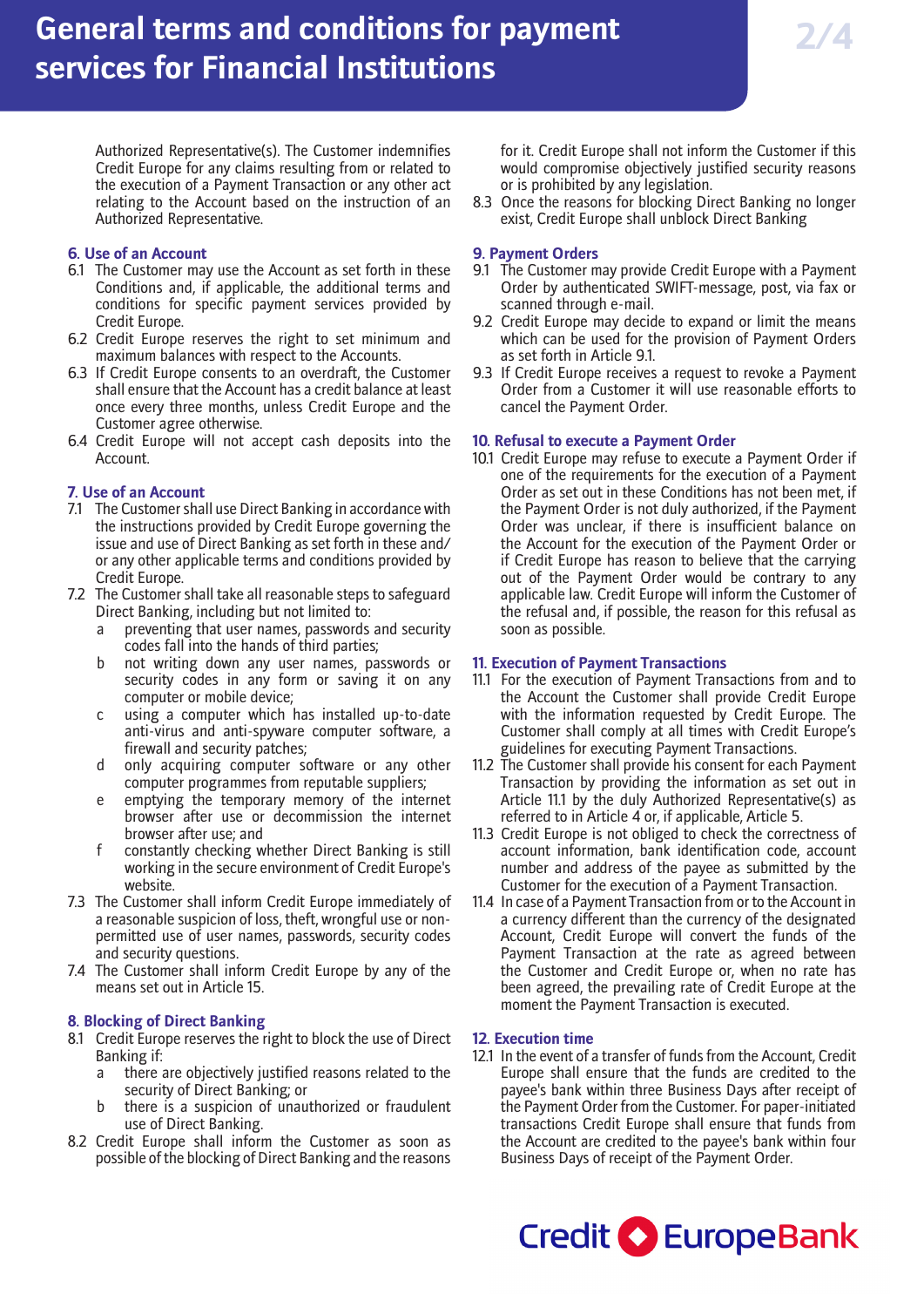Authorized Representative(s). The Customer indemnifies Credit Europe for any claims resulting from or related to the execution of a Payment Transaction or any other act relating to the Account based on the instruction of an Authorized Representative.

## 6. Use of an Account

6.1 The Customer may use the Account as set forth in these Conditions and, if applicable, the additional terms and conditions for specific payment services provided by Credit Europe.

6.2 Credit Europe reserves the right to set minimum and maximum balances with respect to the Accounts.

6.3 If Credit Europe consents to an overdraft, the Customer shall ensure that the Account has a credit balance at least once every three months, unless Credit Europe and the Customer agree otherwise.

6.4 Credit Europe will not accept cash deposits into the Account.

## 7. Use of an Account

7.1 The Customer shall use Direct Banking in accordance with the instructions provided by Credit Europe governing the issue and use of Direct Banking as set forth in these and/or any other applicable terms and conditions provided by Credit Europe.

7.2 The Customer shall take all reasonable steps to safeguard Direct Banking, including but not limited to:

- a preventing that user names, passwords and security codes fall into the hands of third parties;
- b not writing down any user names, passwords or security codes in any form or saving it on any computer or mobile device;
- c using a computer which has installed up-to-date anti-virus and anti-spyware computer software, a firewall and security patches;
- d only acquiring computer software or any other computer programmes from reputable suppliers;
- e emptying the temporary memory of the internet browser after use or decommission the internet browser after use; and
- f constantly checking whether Direct Banking is still working in the secure environment of Credit Europe's website.

7.3 The Customer shall inform Credit Europe immediately of a reasonable suspicion of loss, theft, wrongful use or non-permitted use of user names, passwords, security codes and security questions.

7.4 The Customer shall inform Credit Europe by any of the means set out in Article 15.

## 8. Blocking of Direct Banking

8.1 Credit Europe reserves the right to block the use of Direct Banking if:

- a there are objectively justified reasons related to the security of Direct Banking; or
- b there is a suspicion of unauthorized or fraudulent use of Direct Banking.

8.2 Credit Europe shall inform the Customer as soon as possible of the blocking of Direct Banking and the reasons for it. Credit Europe shall not inform the Customer if this would compromise objectively justified security reasons or is prohibited by any legislation.

8.3 Once the reasons for blocking Direct Banking no longer exist, Credit Europe shall unblock Direct Banking

## 9. Payment Orders

9.1 The Customer may provide Credit Europe with a Payment Order by authenticated SWIFT-message, post, via fax or scanned through e-mail.

9.2 Credit Europe may decide to expand or limit the means which can be used for the provision of Payment Orders as set forth in Article 9.1.

9.3 If Credit Europe receives a request to revoke a Payment Order from a Customer it will use reasonable efforts to cancel the Payment Order.

## 10. Refusal to execute a Payment Order

10.1 Credit Europe may refuse to execute a Payment Order if one of the requirements for the execution of a Payment Order as set out in these Conditions has not been met, if the Payment Order is not duly authorized, if the Payment Order was unclear, if there is insufficient balance on the Account for the execution of the Payment Order or if Credit Europe has reason to believe that the carrying out of the Payment Order would be contrary to any applicable law. Credit Europe will inform the Customer of the refusal and, if possible, the reason for this refusal as soon as possible.

## 11. Execution of Payment Transactions

11.1 For the execution of Payment Transactions from and to the Account the Customer shall provide Credit Europe with the information requested by Credit Europe. The Customer shall comply at all times with Credit Europe's guidelines for executing Payment Transactions.

11.2 The Customer shall provide his consent for each Payment Transaction by providing the information as set out in Article 11.1 by the duly Authorized Representative(s) as referred to in Article 4 or, if applicable, Article 5.

11.3 Credit Europe is not obliged to check the correctness of account information, bank identification code, account number and address of the payee as submitted by the Customer for the execution of a Payment Transaction.

11.4 In case of a Payment Transaction from or to the Account in a currency different than the currency of the designated Account, Credit Europe will convert the funds of the Payment Transaction at the rate as agreed between the Customer and Credit Europe or, when no rate has been agreed, the prevailing rate of Credit Europe at the moment the Payment Transaction is executed.

## 12. Execution time

12.1 In the event of a transfer of funds from the Account, Credit Europe shall ensure that the funds are credited to the payee's bank within three Business Days after receipt of the Payment Order from the Customer. For paper-initiated transactions Credit Europe shall ensure that funds from the Account are credited to the payee's bank within four Business Days of receipt of the Payment Order.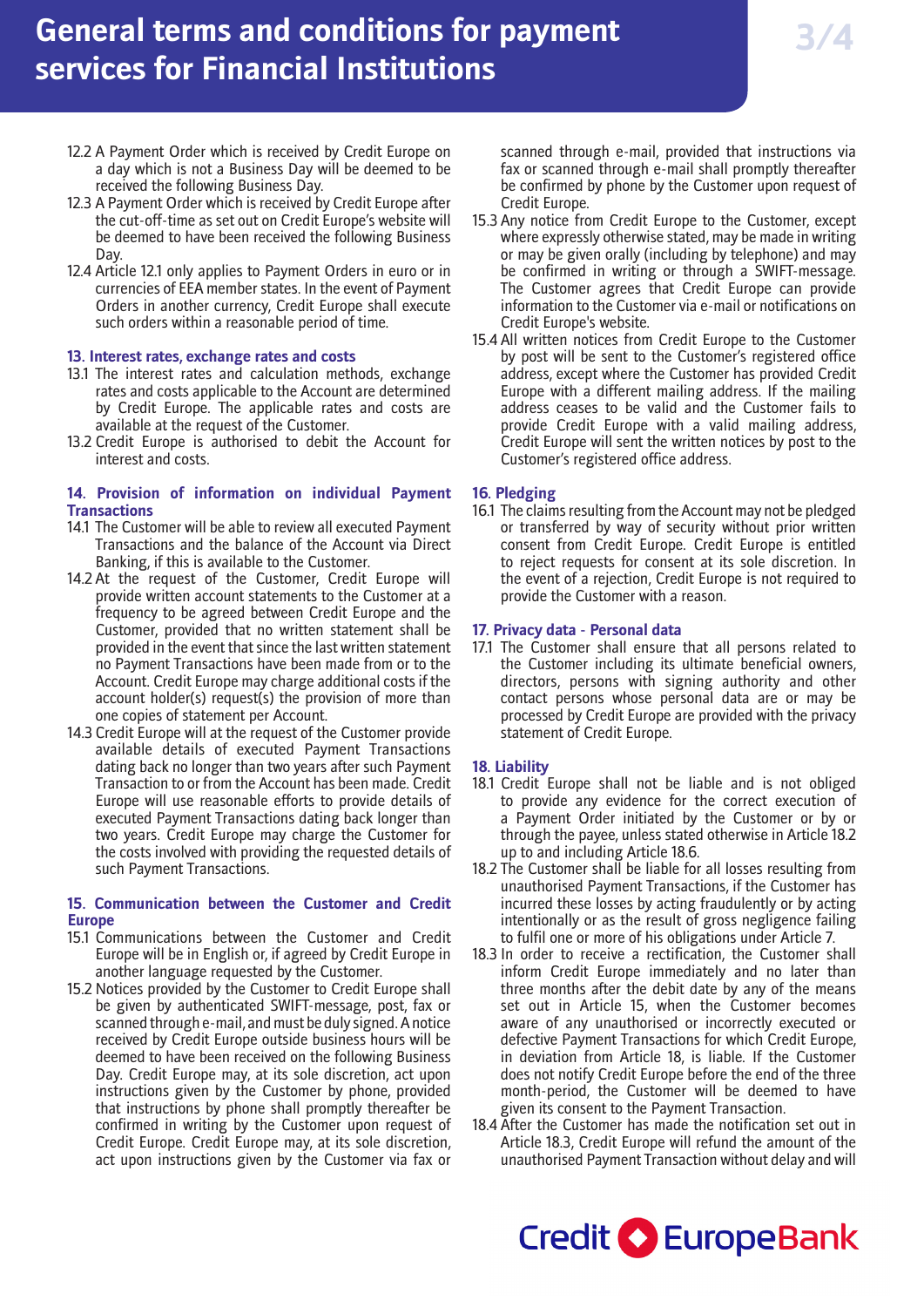12.2 A Payment Order which is received by Credit Europe on a day which is not a Business Day will be deemed to be received the following Business Day.

12.3 A Payment Order which is received by Credit Europe after the cut-off-time as set out on Credit Europe's website will be deemed to have been received the following Business Day.

12.4 Article 12.1 only applies to Payment Orders in euro or in currencies of EEA member states. In the event of Payment Orders in another currency, Credit Europe shall execute such orders within a reasonable period of time.

## 13. Interest rates, exchange rates and costs

13.1 The interest rates and calculation methods, exchange rates and costs applicable to the Account are determined by Credit Europe. The applicable rates and costs are available at the request of the Customer.

13.2 Credit Europe is authorised to debit the Account for interest and costs.

## 14. Provision of information on individual Payment Transactions

14.1 The Customer will be able to review all executed Payment Transactions and the balance of the Account via Direct Banking, if this is available to the Customer.

14.2 At the request of the Customer, Credit Europe will provide written account statements to the Customer at a frequency to be agreed between Credit Europe and the Customer, provided that no written statement shall be provided in the event that since the last written statement no Payment Transactions have been made from or to the Account. Credit Europe may charge additional costs if the account holder(s) request(s) the provision of more than one copies of statement per Account.

14.3 Credit Europe will at the request of the Customer provide available details of executed Payment Transactions dating back no longer than two years after such Payment Transaction to or from the Account has been made. Credit Europe will use reasonable efforts to provide details of executed Payment Transactions dating back longer than two years. Credit Europe may charge the Customer for the costs involved with providing the requested details of such Payment Transactions.

## 15. Communication between the Customer and Credit Europe

15.1 Communications between the Customer and Credit Europe will be in English or, if agreed by Credit Europe in another language requested by the Customer.

15.2 Notices provided by the Customer to Credit Europe shall be given by authenticated SWIFT-message, post, fax or scanned through e-mail, and must be duly signed. A notice received by Credit Europe outside business hours will be deemed to have been received on the following Business Day. Credit Europe may, at its sole discretion, act upon instructions given by the Customer by phone, provided that instructions by phone shall promptly thereafter be confirmed in writing by the Customer upon request of Credit Europe. Credit Europe may, at its sole discretion, act upon instructions given by the Customer via fax or scanned through e-mail, provided that instructions via fax or scanned through e-mail shall promptly thereafter be confirmed by phone by the Customer upon request of Credit Europe.

15.3 Any notice from Credit Europe to the Customer, except where expressly otherwise stated, may be made in writing or may be given orally (including by telephone) and may be confirmed in writing or through a SWIFT-message. The Customer agrees that Credit Europe can provide information to the Customer via e-mail or notifications on Credit Europe's website.

15.4 All written notices from Credit Europe to the Customer by post will be sent to the Customer's registered office address, except where the Customer has provided Credit Europe with a different mailing address. If the mailing address ceases to be valid and the Customer fails to provide Credit Europe with a valid mailing address, Credit Europe will sent the written notices by post to the Customer's registered office address.

## 16. Pledging

16.1 The claims resulting from the Account may not be pledged or transferred by way of security without prior written consent from Credit Europe. Credit Europe is entitled to reject requests for consent at its sole discretion. In the event of a rejection, Credit Europe is not required to provide the Customer with a reason.

## 17. Privacy data - Personal data

17.1 The Customer shall ensure that all persons related to the Customer including its ultimate beneficial owners, directors, persons with signing authority and other contact persons whose personal data are or may be processed by Credit Europe are provided with the privacy statement of Credit Europe.

## 18. Liability

18.1 Credit Europe shall not be liable and is not obliged to provide any evidence for the correct execution of a Payment Order initiated by the Customer or by or through the payee, unless stated otherwise in Article 18.2 up to and including Article 18.6.

18.2 The Customer shall be liable for all losses resulting from unauthorised Payment Transactions, if the Customer has incurred these losses by acting fraudulently or by acting intentionally or as the result of gross negligence failing to fulfil one or more of his obligations under Article 7.

18.3 In order to receive a rectification, the Customer shall inform Credit Europe immediately and no later than three months after the debit date by any of the means set out in Article 15, when the Customer becomes aware of any unauthorised or incorrectly executed or defective Payment Transactions for which Credit Europe, in deviation from Article 18, is liable. If the Customer does not notify Credit Europe before the end of the three month-period, the Customer will be deemed to have given its consent to the Payment Transaction.

18.4 After the Customer has made the notification set out in Article 18.3, Credit Europe will refund the amount of the unauthorised Payment Transaction without delay and will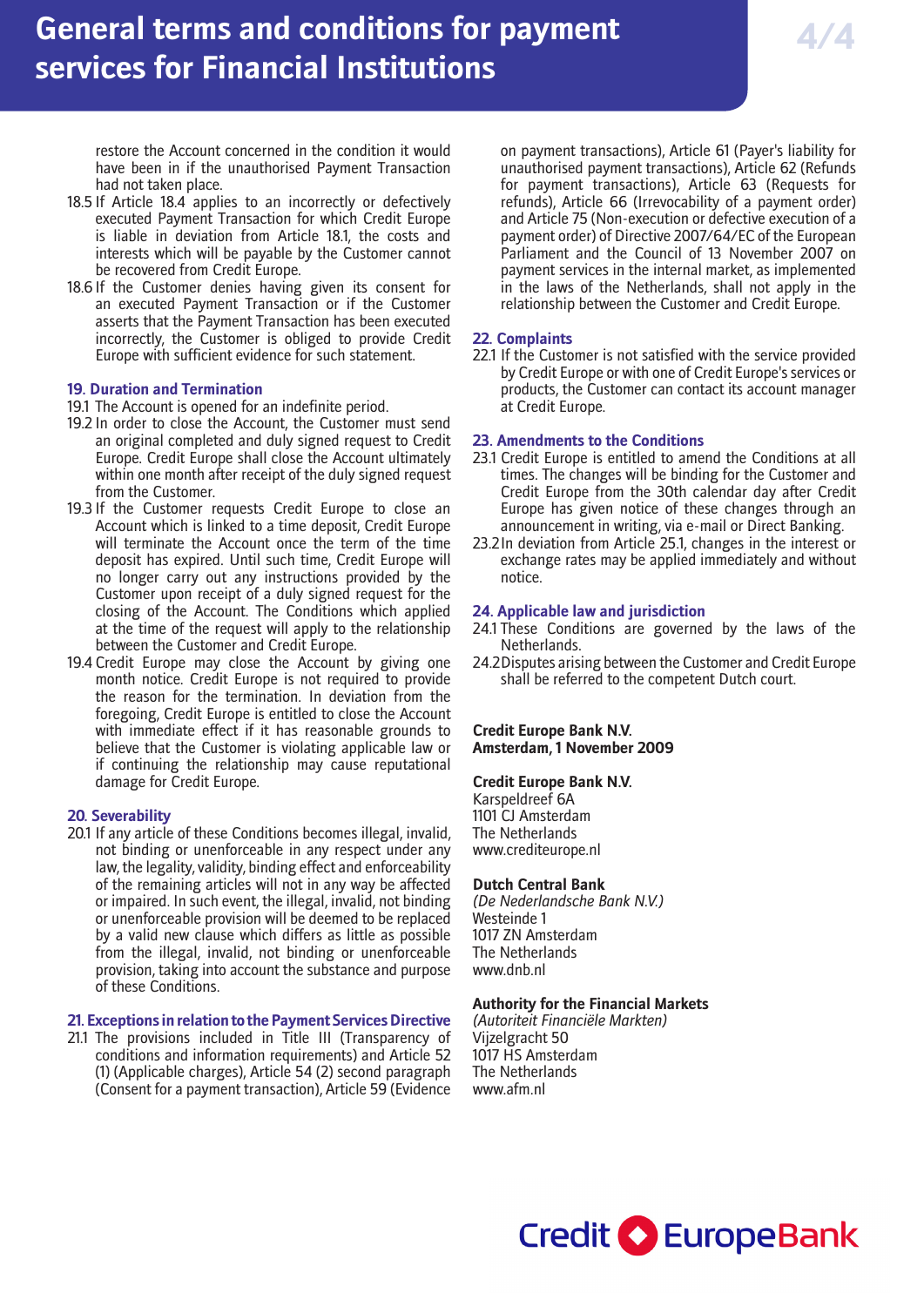restore the Account concerned in the condition it would have been in if the unauthorised Payment Transaction had not taken place.

18.5 If Article 18.4 applies to an incorrectly or defectively executed Payment Transaction for which Credit Europe is liable in deviation from Article 18.1, the costs and interests which will be payable by the Customer cannot be recovered from Credit Europe.

18.6 If the Customer denies having given its consent for an executed Payment Transaction or if the Customer asserts that the Payment Transaction has been executed incorrectly, the Customer is obliged to provide Credit Europe with sufficient evidence for such statement.

## 19. Duration and Termination

19.1 The Account is opened for an indefinite period.

19.2 In order to close the Account, the Customer must send an original completed and duly signed request to Credit Europe. Credit Europe shall close the Account ultimately within one month after receipt of the duly signed request from the Customer.

19.3 If the Customer requests Credit Europe to close an Account which is linked to a time deposit, Credit Europe will terminate the Account once the term of the time deposit has expired. Until such time, Credit Europe will no longer carry out any instructions provided by the Customer upon receipt of a duly signed request for the closing of the Account. The Conditions which applied at the time of the request will apply to the relationship between the Customer and Credit Europe.

19.4 Credit Europe may close the Account by giving one month notice. Credit Europe is not required to provide the reason for the termination. In deviation from the foregoing, Credit Europe is entitled to close the Account with immediate effect if it has reasonable grounds to believe that the Customer is violating applicable law or if continuing the relationship may cause reputational damage for Credit Europe.

## 20. Severability

20.1 If any article of these Conditions becomes illegal, invalid, not binding or unenforceable in any respect under any law, the legality, validity, binding effect and enforceability of the remaining articles will not in any way be affected or impaired. In such event, the illegal, invalid, not binding or unenforceable provision will be deemed to be replaced by a valid new clause which differs as little as possible from the illegal, invalid, not binding or unenforceable provision, taking into account the substance and purpose of these Conditions.

## 21. Exceptions in relation to the Payment Services Directive

21.1 The provisions included in Title III (Transparency of conditions and information requirements) and Article 52 (1) (Applicable charges), Article 54 (2) second paragraph (Consent for a payment transaction), Article 59 (Evidence on payment transactions), Article 61 (Payer's liability for unauthorised payment transactions), Article 62 (Refunds for payment transactions), Article 63 (Requests for refunds), Article 66 (Irrevocability of a payment order) and Article 75 (Non-execution or defective execution of a payment order) of Directive 2007/64/EC of the European Parliament and the Council of 13 November 2007 on payment services in the internal market, as implemented in the laws of the Netherlands, shall not apply in the relationship between the Customer and Credit Europe.

## 22. Complaints

22.1 If the Customer is not satisfied with the service provided by Credit Europe or with one of Credit Europe's services or products, the Customer can contact its account manager at Credit Europe.

## 23. Amendments to the Conditions

23.1 Credit Europe is entitled to amend the Conditions at all times. The changes will be binding for the Customer and Credit Europe from the 30th calendar day after Credit Europe has given notice of these changes through an announcement in writing, via e-mail or Direct Banking.

23.2 In deviation from Article 25.1, changes in the interest or exchange rates may be applied immediately and without notice.

## 24. Applicable law and jurisdiction

24.1 These Conditions are governed by the laws of the Netherlands.

24.2 Disputes arising between the Customer and Credit Europe shall be referred to the competent Dutch court.

**Credit Europe Bank N.V.**
**Amsterdam, 1 November 2009**

**Credit Europe Bank N.V.**
Karspeldreef 6A
1101 CJ Amsterdam
The Netherlands
www.crediteurope.nl

**Dutch Central Bank**
*(De Nederlandsche Bank N.V.)*
Westeinde 1
1017 ZN Amsterdam
The Netherlands
www.dnb.nl

**Authority for the Financial Markets**
*(Autoriteit Financiële Markten)*
Vijzelgracht 50
1017 HS Amsterdam
The Netherlands
www.afm.nl

Credit EuropeBank